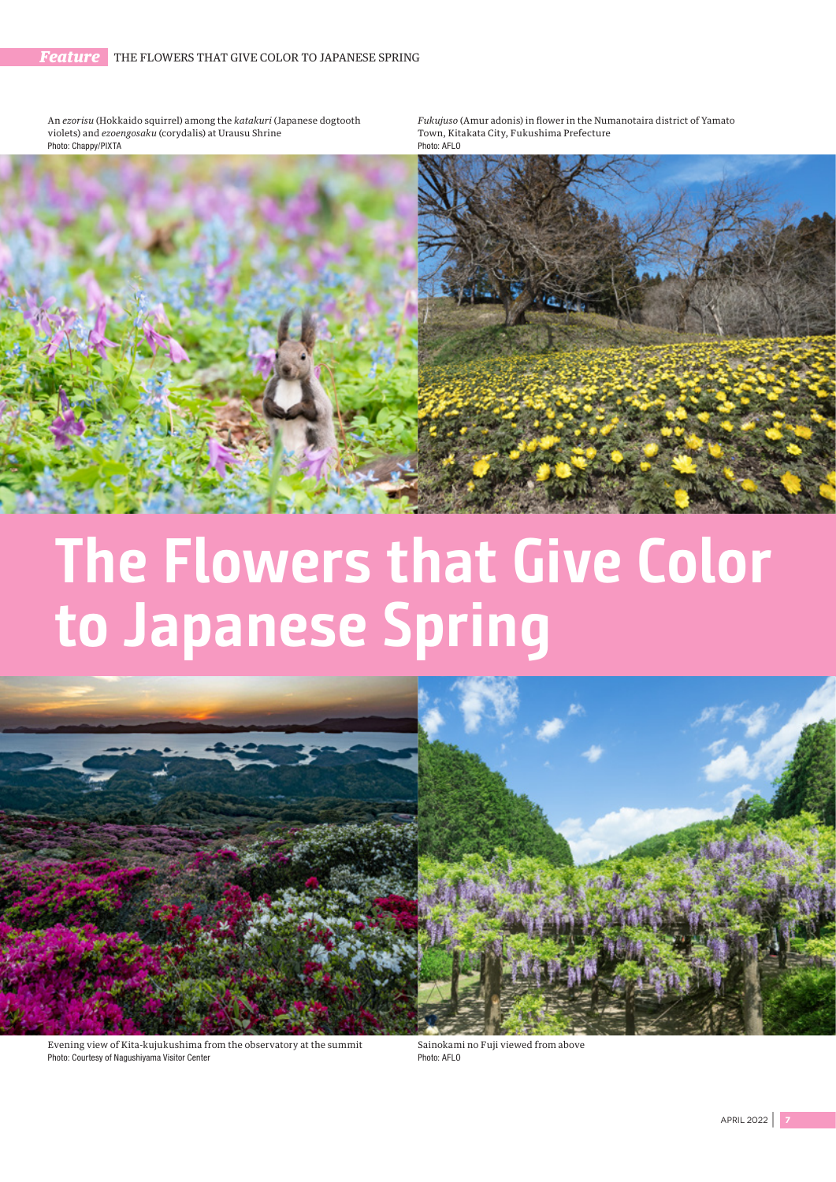An *ezorisu* (Hokkaido squirrel) among the *katakuri* (Japanese dogtooth violets) and *ezoengosaku* (corydalis) at Urausu Shrine
Photo: Chappy/PIXTA

*Fukujuso* (Amur adonis) in flower in the Numanotaira district of Yamato Town, Kitakata City, Fukushima Prefecture
Photo: AFLO

# The Flowers that Give Color to Japanese Spring

Evening view of Kita-kujukushima from the observatory at the summit
Photo: Courtesy of Nagushiyama Visitor Center

Sainokami no Fuji viewed from above
Photo: AFLO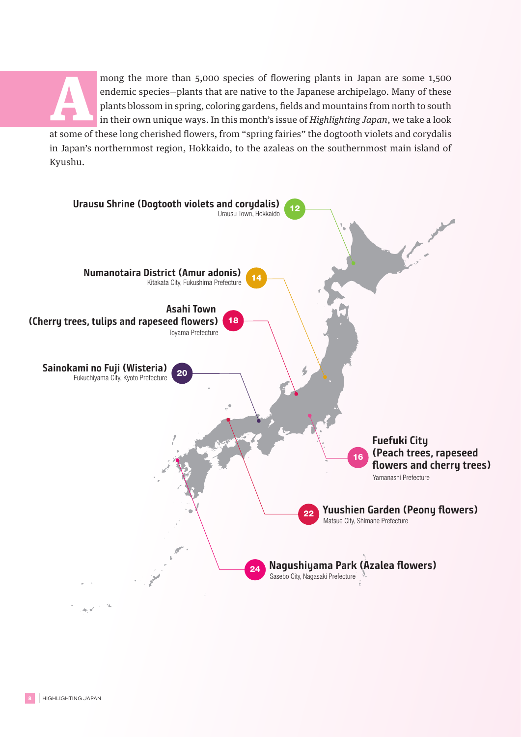Among the more than 5,000 species of flowering plants in Japan are some 1,500 endemic species—plants that are native to the Japanese archipelago. Many of these plants blossom in spring, coloring gardens, fields and mountains from north to south in their own unique ways. In this month's issue of *Highlighting Japan*, we take a look at some of these long cherished flowers, from "spring fairies" the dogtooth violets and corydalis in Japan's northernmost region, Hokkaido, to the azaleas on the southernmost main island of Kyushu.

**Urausu Shrine (Dogtooth violets and corydalis)** 12
Urausu Town, Hokkaido

**Numanotaira District (Amur adonis)** 14
Kitakata City, Fukushima Prefecture

**Asahi Town (Cherry trees, tulips and rapeseed flowers)** 18
Toyama Prefecture

**Sainokami no Fuji (Wisteria)** 20
Fukuchiyama City, Kyoto Prefecture

**Fuefuki City (Peach trees, rapeseed flowers and cherry trees)** 16
Yamanashi Prefecture

**Yuushien Garden (Peony flowers)** 22
Matsue City, Shimane Prefecture

**Nagushiyama Park (Azalea flowers)** 24
Sasebo City, Nagasaki Prefecture